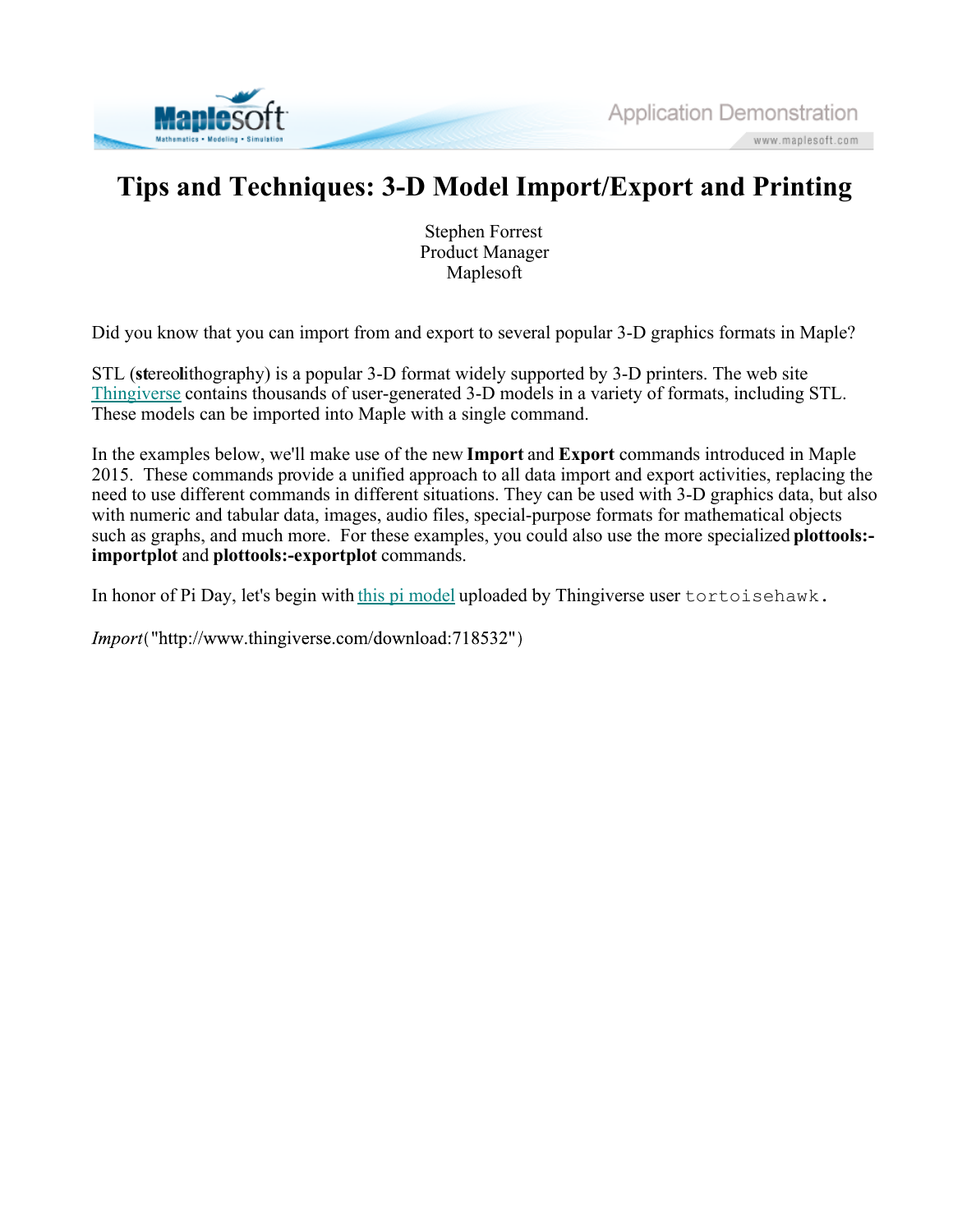# Tips and Techniques: 3-D Model Import/Export and Printing

Stephen Forrest
Product Manager
Maplesoft

Did you know that you can import from and export to several popular 3-D graphics formats in Maple?

STL (**st**ereo**l**ithography) is a popular 3-D format widely supported by 3-D printers. The web site Thingiverse contains thousands of user-generated 3-D models in a variety of formats, including STL. These models can be imported into Maple with a single command.

In the examples below, we'll make use of the new **Import** and **Export** commands introduced in Maple 2015. These commands provide a unified approach to all data import and export activities, replacing the need to use different commands in different situations. They can be used with 3-D graphics data, but also with numeric and tabular data, images, audio files, special-purpose formats for mathematical objects such as graphs, and much more. For these examples, you could also use the more specialized **plottools:-importplot** and **plottools:-exportplot** commands.

In honor of Pi Day, let's begin with this pi model uploaded by Thingiverse user `tortoisehawk.`

```
Import("http://www.thingiverse.com/download:718532")
```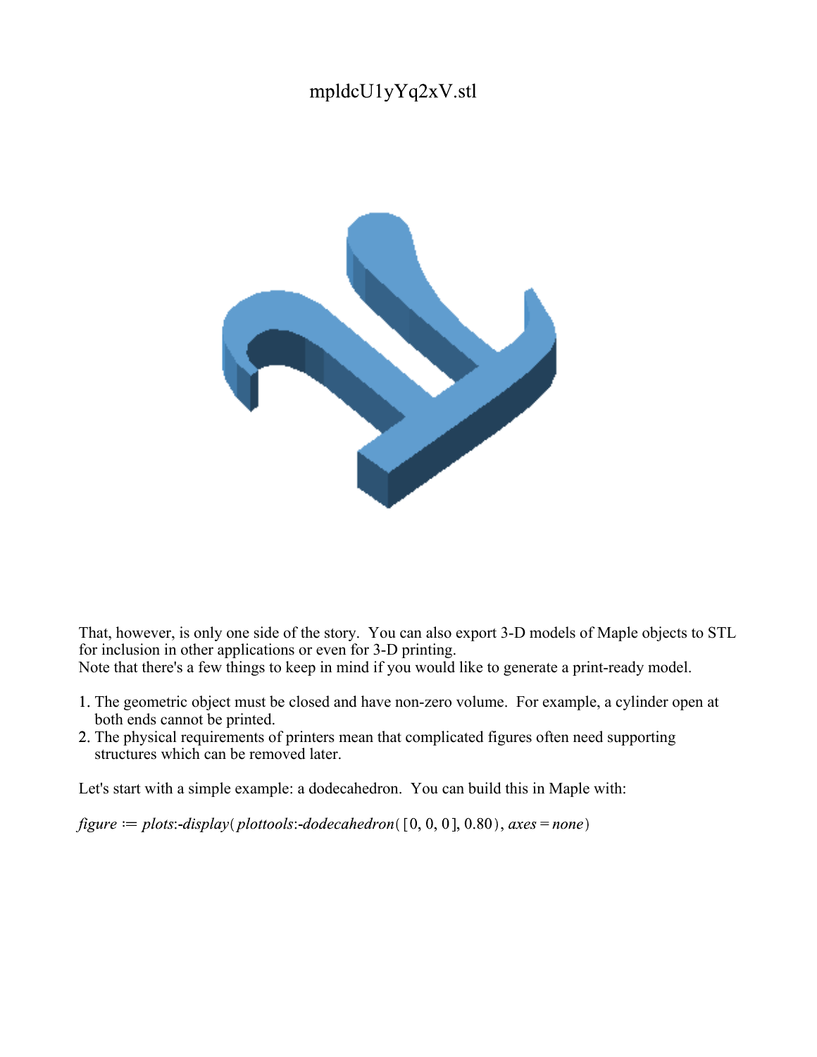mpldcU1yYq2xV.stl

That, however, is only one side of the story. You can also export 3-D models of Maple objects to STL for inclusion in other applications or even for 3-D printing.
Note that there's a few things to keep in mind if you would like to generate a print-ready model.

1. The geometric object must be closed and have non-zero volume. For example, a cylinder open at both ends cannot be printed.
2. The physical requirements of printers mean that complicated figures often need supporting structures which can be removed later.

Let's start with a simple example: a dodecahedron. You can build this in Maple with:

*figure* ≔ *plots*:-*display*( *plottools*:-*dodecahedron*( [0, 0, 0], 0.80), *axes* = *none*)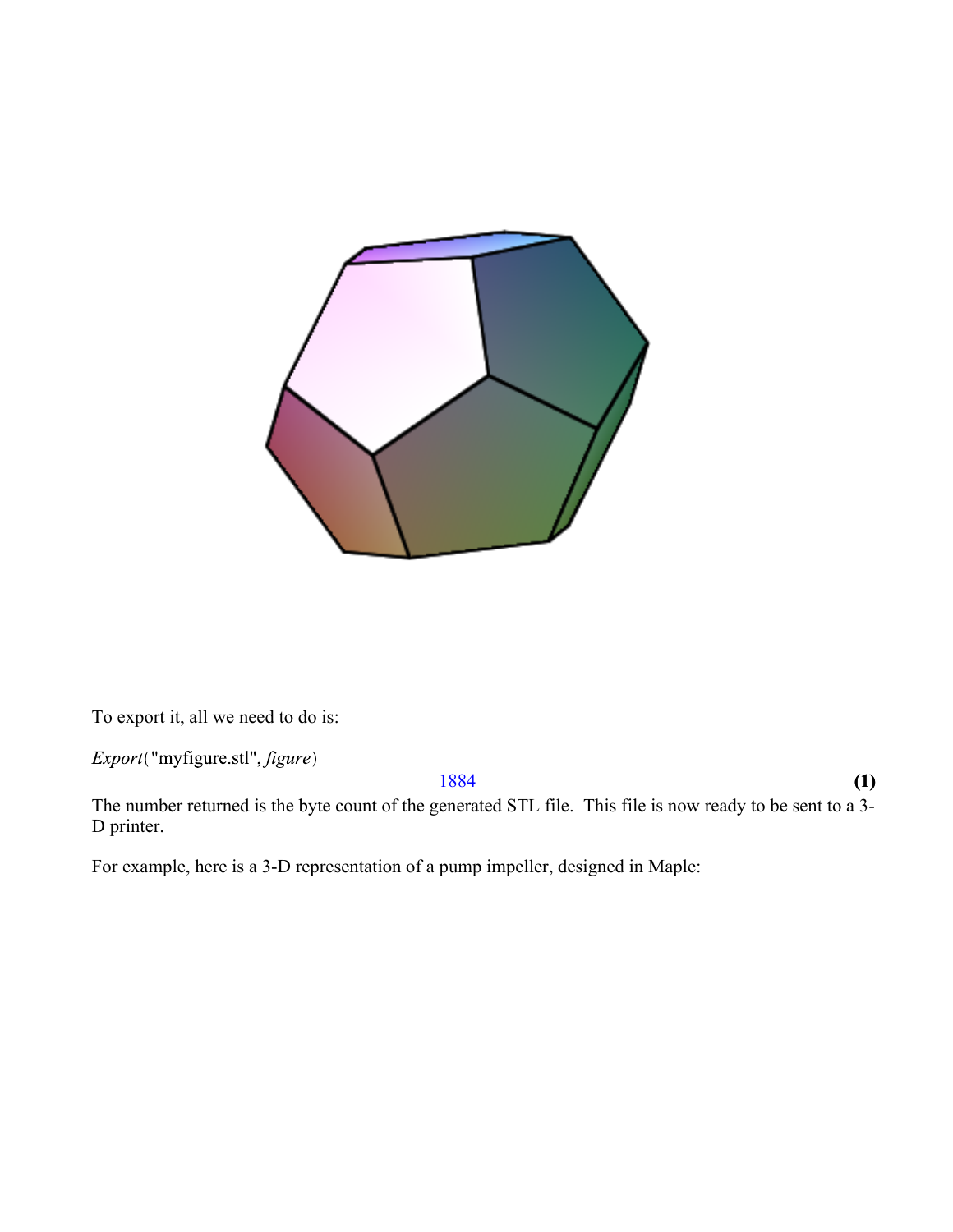To export it, all we need to do is:

*Export*("myfigure.stl", *figure*)

1884 **(1)**

The number returned is the byte count of the generated STL file. This file is now ready to be sent to a 3-D printer.

For example, here is a 3-D representation of a pump impeller, designed in Maple: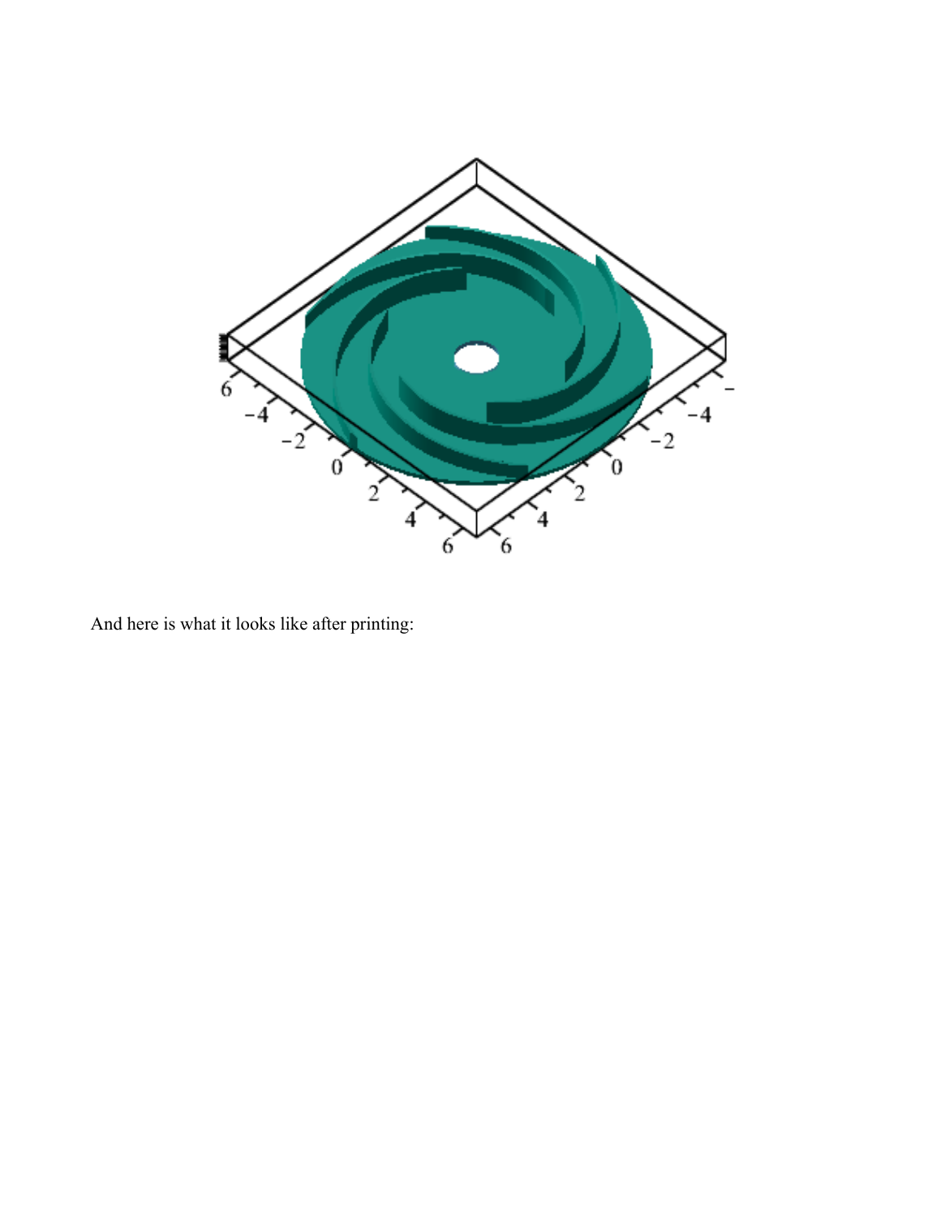6
-4
-2
0
2
4
6

–
-4
-2
0
2
4
6

And here is what it looks like after printing: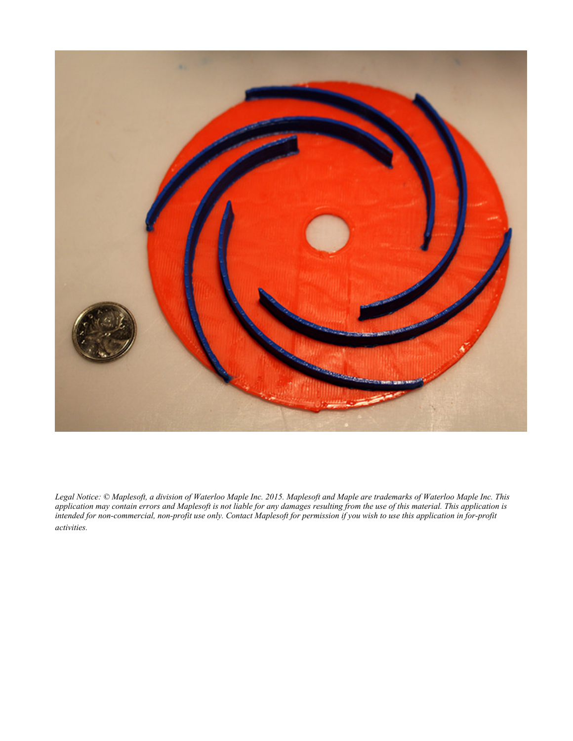*Legal Notice: © Maplesoft, a division of Waterloo Maple Inc. 2015. Maplesoft and Maple are trademarks of Waterloo Maple Inc. This application may contain errors and Maplesoft is not liable for any damages resulting from the use of this material. This application is intended for non-commercial, non-profit use only. Contact Maplesoft for permission if you wish to use this application in for-profit activities.*